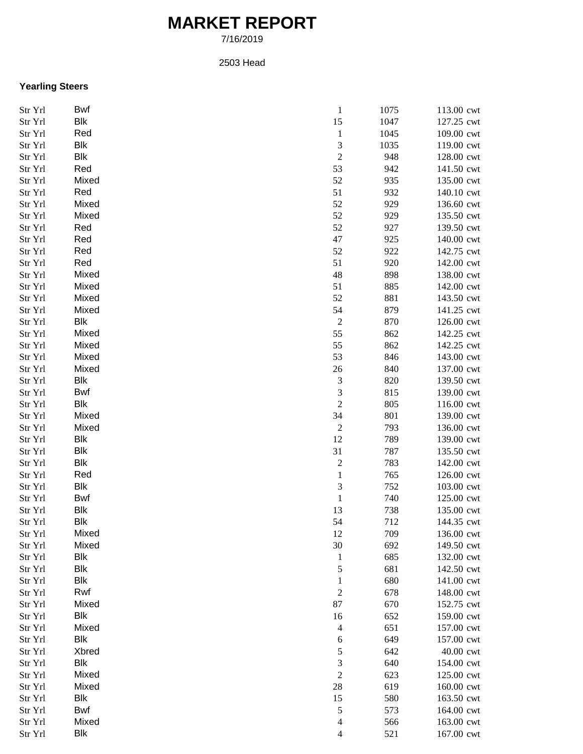# MARKET REPORT

7/16/2019

2503 Head

### Yearling Steers

| Class | Breed | Head | Weight | Price |
|---|---|---|---|---|
| Str Yrl | Bwf | 1 | 1075 | 113.00 cwt |
| Str Yrl | Blk | 15 | 1047 | 127.25 cwt |
| Str Yrl | Red | 1 | 1045 | 109.00 cwt |
| Str Yrl | Blk | 3 | 1035 | 119.00 cwt |
| Str Yrl | Blk | 2 | 948 | 128.00 cwt |
| Str Yrl | Red | 53 | 942 | 141.50 cwt |
| Str Yrl | Mixed | 52 | 935 | 135.00 cwt |
| Str Yrl | Red | 51 | 932 | 140.10 cwt |
| Str Yrl | Mixed | 52 | 929 | 136.60 cwt |
| Str Yrl | Mixed | 52 | 929 | 135.50 cwt |
| Str Yrl | Red | 52 | 927 | 139.50 cwt |
| Str Yrl | Red | 47 | 925 | 140.00 cwt |
| Str Yrl | Red | 52 | 922 | 142.75 cwt |
| Str Yrl | Red | 51 | 920 | 142.00 cwt |
| Str Yrl | Mixed | 48 | 898 | 138.00 cwt |
| Str Yrl | Mixed | 51 | 885 | 142.00 cwt |
| Str Yrl | Mixed | 52 | 881 | 143.50 cwt |
| Str Yrl | Mixed | 54 | 879 | 141.25 cwt |
| Str Yrl | Blk | 2 | 870 | 126.00 cwt |
| Str Yrl | Mixed | 55 | 862 | 142.25 cwt |
| Str Yrl | Mixed | 55 | 862 | 142.25 cwt |
| Str Yrl | Mixed | 53 | 846 | 143.00 cwt |
| Str Yrl | Mixed | 26 | 840 | 137.00 cwt |
| Str Yrl | Blk | 3 | 820 | 139.50 cwt |
| Str Yrl | Bwf | 3 | 815 | 139.00 cwt |
| Str Yrl | Blk | 2 | 805 | 116.00 cwt |
| Str Yrl | Mixed | 34 | 801 | 139.00 cwt |
| Str Yrl | Mixed | 2 | 793 | 136.00 cwt |
| Str Yrl | Blk | 12 | 789 | 139.00 cwt |
| Str Yrl | Blk | 31 | 787 | 135.50 cwt |
| Str Yrl | Blk | 2 | 783 | 142.00 cwt |
| Str Yrl | Red | 1 | 765 | 126.00 cwt |
| Str Yrl | Blk | 3 | 752 | 103.00 cwt |
| Str Yrl | Bwf | 1 | 740 | 125.00 cwt |
| Str Yrl | Blk | 13 | 738 | 135.00 cwt |
| Str Yrl | Blk | 54 | 712 | 144.35 cwt |
| Str Yrl | Mixed | 12 | 709 | 136.00 cwt |
| Str Yrl | Mixed | 30 | 692 | 149.50 cwt |
| Str Yrl | Blk | 1 | 685 | 132.00 cwt |
| Str Yrl | Blk | 5 | 681 | 142.50 cwt |
| Str Yrl | Blk | 1 | 680 | 141.00 cwt |
| Str Yrl | Rwf | 2 | 678 | 148.00 cwt |
| Str Yrl | Mixed | 87 | 670 | 152.75 cwt |
| Str Yrl | Blk | 16 | 652 | 159.00 cwt |
| Str Yrl | Mixed | 4 | 651 | 157.00 cwt |
| Str Yrl | Blk | 6 | 649 | 157.00 cwt |
| Str Yrl | Xbred | 5 | 642 | 40.00 cwt |
| Str Yrl | Blk | 3 | 640 | 154.00 cwt |
| Str Yrl | Mixed | 2 | 623 | 125.00 cwt |
| Str Yrl | Mixed | 28 | 619 | 160.00 cwt |
| Str Yrl | Blk | 15 | 580 | 163.50 cwt |
| Str Yrl | Bwf | 5 | 573 | 164.00 cwt |
| Str Yrl | Mixed | 4 | 566 | 163.00 cwt |
| Str Yrl | Blk | 4 | 521 | 167.00 cwt |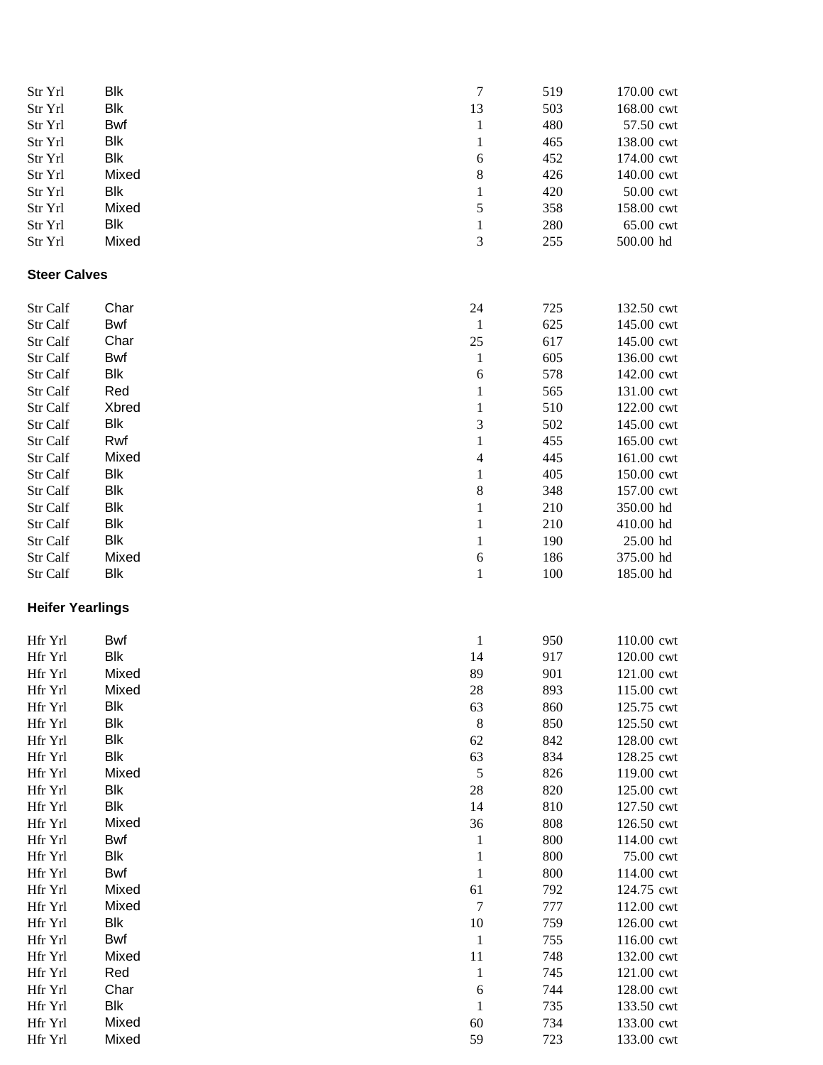| | | | | |
|---|---|---|---|---|
| Str Yrl | Blk | 7 | 519 | 170.00 cwt |
| Str Yrl | Blk | 13 | 503 | 168.00 cwt |
| Str Yrl | Bwf | 1 | 480 | 57.50 cwt |
| Str Yrl | Blk | 1 | 465 | 138.00 cwt |
| Str Yrl | Blk | 6 | 452 | 174.00 cwt |
| Str Yrl | Mixed | 8 | 426 | 140.00 cwt |
| Str Yrl | Blk | 1 | 420 | 50.00 cwt |
| Str Yrl | Mixed | 5 | 358 | 158.00 cwt |
| Str Yrl | Blk | 1 | 280 | 65.00 cwt |
| Str Yrl | Mixed | 3 | 255 | 500.00 hd |

**Steer Calves**

| | | | | |
|---|---|---|---|---|
| Str Calf | Char | 24 | 725 | 132.50 cwt |
| Str Calf | Bwf | 1 | 625 | 145.00 cwt |
| Str Calf | Char | 25 | 617 | 145.00 cwt |
| Str Calf | Bwf | 1 | 605 | 136.00 cwt |
| Str Calf | Blk | 6 | 578 | 142.00 cwt |
| Str Calf | Red | 1 | 565 | 131.00 cwt |
| Str Calf | Xbred | 1 | 510 | 122.00 cwt |
| Str Calf | Blk | 3 | 502 | 145.00 cwt |
| Str Calf | Rwf | 1 | 455 | 165.00 cwt |
| Str Calf | Mixed | 4 | 445 | 161.00 cwt |
| Str Calf | Blk | 1 | 405 | 150.00 cwt |
| Str Calf | Blk | 8 | 348 | 157.00 cwt |
| Str Calf | Blk | 1 | 210 | 350.00 hd |
| Str Calf | Blk | 1 | 210 | 410.00 hd |
| Str Calf | Blk | 1 | 190 | 25.00 hd |
| Str Calf | Mixed | 6 | 186 | 375.00 hd |
| Str Calf | Blk | 1 | 100 | 185.00 hd |

**Heifer Yearlings**

| | | | | |
|---|---|---|---|---|
| Hfr Yrl | Bwf | 1 | 950 | 110.00 cwt |
| Hfr Yrl | Blk | 14 | 917 | 120.00 cwt |
| Hfr Yrl | Mixed | 89 | 901 | 121.00 cwt |
| Hfr Yrl | Mixed | 28 | 893 | 115.00 cwt |
| Hfr Yrl | Blk | 63 | 860 | 125.75 cwt |
| Hfr Yrl | Blk | 8 | 850 | 125.50 cwt |
| Hfr Yrl | Blk | 62 | 842 | 128.00 cwt |
| Hfr Yrl | Blk | 63 | 834 | 128.25 cwt |
| Hfr Yrl | Mixed | 5 | 826 | 119.00 cwt |
| Hfr Yrl | Blk | 28 | 820 | 125.00 cwt |
| Hfr Yrl | Blk | 14 | 810 | 127.50 cwt |
| Hfr Yrl | Mixed | 36 | 808 | 126.50 cwt |
| Hfr Yrl | Bwf | 1 | 800 | 114.00 cwt |
| Hfr Yrl | Blk | 1 | 800 | 75.00 cwt |
| Hfr Yrl | Bwf | 1 | 800 | 114.00 cwt |
| Hfr Yrl | Mixed | 61 | 792 | 124.75 cwt |
| Hfr Yrl | Mixed | 7 | 777 | 112.00 cwt |
| Hfr Yrl | Blk | 10 | 759 | 126.00 cwt |
| Hfr Yrl | Bwf | 1 | 755 | 116.00 cwt |
| Hfr Yrl | Mixed | 11 | 748 | 132.00 cwt |
| Hfr Yrl | Red | 1 | 745 | 121.00 cwt |
| Hfr Yrl | Char | 6 | 744 | 128.00 cwt |
| Hfr Yrl | Blk | 1 | 735 | 133.50 cwt |
| Hfr Yrl | Mixed | 60 | 734 | 133.00 cwt |
| Hfr Yrl | Mixed | 59 | 723 | 133.00 cwt |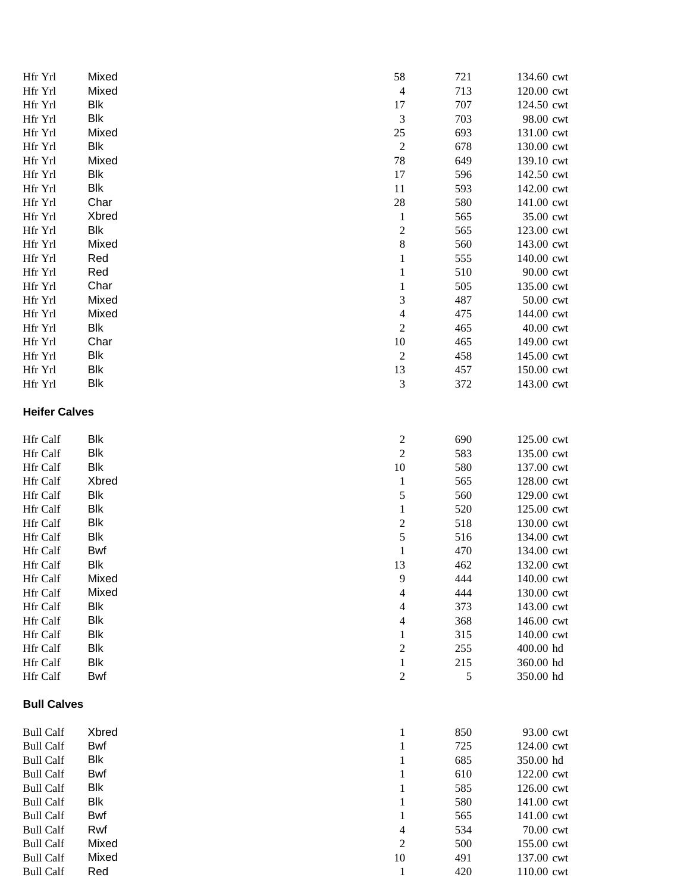| | | | | | |
|---|---|---|---|---|---|
| Hfr Yrl | Mixed | 58 | 721 | 134.60 | cwt |
| Hfr Yrl | Mixed | 4 | 713 | 120.00 | cwt |
| Hfr Yrl | Blk | 17 | 707 | 124.50 | cwt |
| Hfr Yrl | Blk | 3 | 703 | 98.00 | cwt |
| Hfr Yrl | Mixed | 25 | 693 | 131.00 | cwt |
| Hfr Yrl | Blk | 2 | 678 | 130.00 | cwt |
| Hfr Yrl | Mixed | 78 | 649 | 139.10 | cwt |
| Hfr Yrl | Blk | 17 | 596 | 142.50 | cwt |
| Hfr Yrl | Blk | 11 | 593 | 142.00 | cwt |
| Hfr Yrl | Char | 28 | 580 | 141.00 | cwt |
| Hfr Yrl | Xbred | 1 | 565 | 35.00 | cwt |
| Hfr Yrl | Blk | 2 | 565 | 123.00 | cwt |
| Hfr Yrl | Mixed | 8 | 560 | 143.00 | cwt |
| Hfr Yrl | Red | 1 | 555 | 140.00 | cwt |
| Hfr Yrl | Red | 1 | 510 | 90.00 | cwt |
| Hfr Yrl | Char | 1 | 505 | 135.00 | cwt |
| Hfr Yrl | Mixed | 3 | 487 | 50.00 | cwt |
| Hfr Yrl | Mixed | 4 | 475 | 144.00 | cwt |
| Hfr Yrl | Blk | 2 | 465 | 40.00 | cwt |
| Hfr Yrl | Char | 10 | 465 | 149.00 | cwt |
| Hfr Yrl | Blk | 2 | 458 | 145.00 | cwt |
| Hfr Yrl | Blk | 13 | 457 | 150.00 | cwt |
| Hfr Yrl | Blk | 3 | 372 | 143.00 | cwt |

**Heifer Calves**

| | | | | | |
|---|---|---|---|---|---|
| Hfr Calf | Blk | 2 | 690 | 125.00 | cwt |
| Hfr Calf | Blk | 2 | 583 | 135.00 | cwt |
| Hfr Calf | Blk | 10 | 580 | 137.00 | cwt |
| Hfr Calf | Xbred | 1 | 565 | 128.00 | cwt |
| Hfr Calf | Blk | 5 | 560 | 129.00 | cwt |
| Hfr Calf | Blk | 1 | 520 | 125.00 | cwt |
| Hfr Calf | Blk | 2 | 518 | 130.00 | cwt |
| Hfr Calf | Blk | 5 | 516 | 134.00 | cwt |
| Hfr Calf | Bwf | 1 | 470 | 134.00 | cwt |
| Hfr Calf | Blk | 13 | 462 | 132.00 | cwt |
| Hfr Calf | Mixed | 9 | 444 | 140.00 | cwt |
| Hfr Calf | Mixed | 4 | 444 | 130.00 | cwt |
| Hfr Calf | Blk | 4 | 373 | 143.00 | cwt |
| Hfr Calf | Blk | 4 | 368 | 146.00 | cwt |
| Hfr Calf | Blk | 1 | 315 | 140.00 | cwt |
| Hfr Calf | Blk | 2 | 255 | 400.00 | hd |
| Hfr Calf | Blk | 1 | 215 | 360.00 | hd |
| Hfr Calf | Bwf | 2 | 5 | 350.00 | hd |

**Bull Calves**

| | | | | | |
|---|---|---|---|---|---|
| Bull Calf | Xbred | 1 | 850 | 93.00 | cwt |
| Bull Calf | Bwf | 1 | 725 | 124.00 | cwt |
| Bull Calf | Blk | 1 | 685 | 350.00 | hd |
| Bull Calf | Bwf | 1 | 610 | 122.00 | cwt |
| Bull Calf | Blk | 1 | 585 | 126.00 | cwt |
| Bull Calf | Blk | 1 | 580 | 141.00 | cwt |
| Bull Calf | Bwf | 1 | 565 | 141.00 | cwt |
| Bull Calf | Rwf | 4 | 534 | 70.00 | cwt |
| Bull Calf | Mixed | 2 | 500 | 155.00 | cwt |
| Bull Calf | Mixed | 10 | 491 | 137.00 | cwt |
| Bull Calf | Red | 1 | 420 | 110.00 | cwt |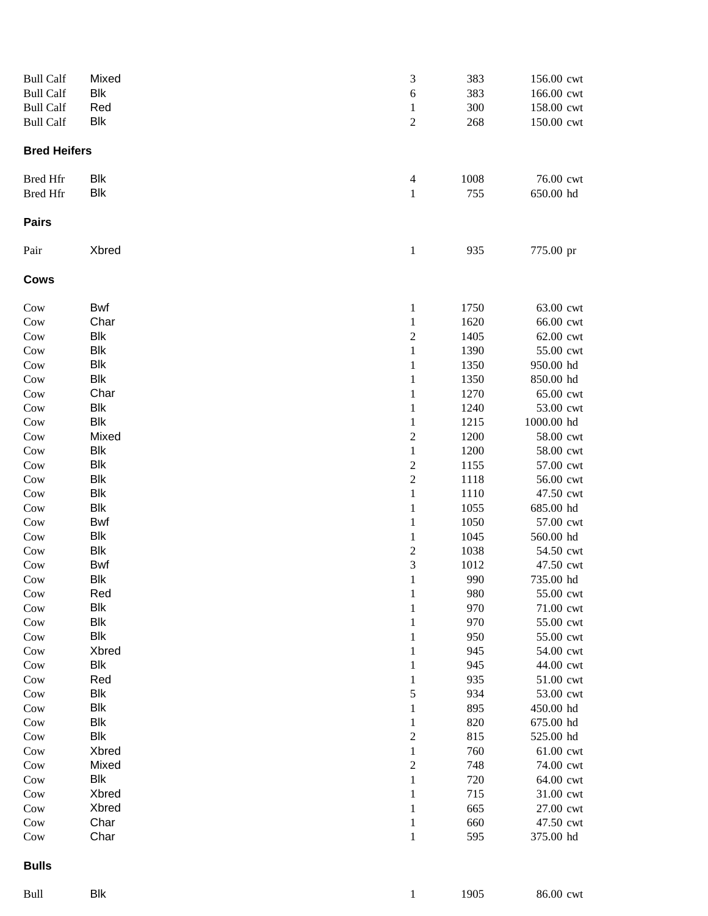| | | | | | |
|---|---|---|---|---|---|
| Bull Calf | Mixed | 3 | 383 | 156.00 | cwt |
| Bull Calf | Blk | 6 | 383 | 166.00 | cwt |
| Bull Calf | Red | 1 | 300 | 158.00 | cwt |
| Bull Calf | Blk | 2 | 268 | 150.00 | cwt |

**Bred Heifers**

| | | | | | |
|---|---|---|---|---|---|
| Bred Hfr | Blk | 4 | 1008 | 76.00 | cwt |
| Bred Hfr | Blk | 1 | 755 | 650.00 | hd |

**Pairs**

| | | | | | |
|---|---|---|---|---|---|
| Pair | Xbred | 1 | 935 | 775.00 | pr |

**Cows**

| | | | | | |
|---|---|---|---|---|---|
| Cow | Bwf | 1 | 1750 | 63.00 | cwt |
| Cow | Char | 1 | 1620 | 66.00 | cwt |
| Cow | Blk | 2 | 1405 | 62.00 | cwt |
| Cow | Blk | 1 | 1390 | 55.00 | cwt |
| Cow | Blk | 1 | 1350 | 950.00 | hd |
| Cow | Blk | 1 | 1350 | 850.00 | hd |
| Cow | Char | 1 | 1270 | 65.00 | cwt |
| Cow | Blk | 1 | 1240 | 53.00 | cwt |
| Cow | Blk | 1 | 1215 | 1000.00 | hd |
| Cow | Mixed | 2 | 1200 | 58.00 | cwt |
| Cow | Blk | 1 | 1200 | 58.00 | cwt |
| Cow | Blk | 2 | 1155 | 57.00 | cwt |
| Cow | Blk | 2 | 1118 | 56.00 | cwt |
| Cow | Blk | 1 | 1110 | 47.50 | cwt |
| Cow | Blk | 1 | 1055 | 685.00 | hd |
| Cow | Bwf | 1 | 1050 | 57.00 | cwt |
| Cow | Blk | 1 | 1045 | 560.00 | hd |
| Cow | Blk | 2 | 1038 | 54.50 | cwt |
| Cow | Bwf | 3 | 1012 | 47.50 | cwt |
| Cow | Blk | 1 | 990 | 735.00 | hd |
| Cow | Red | 1 | 980 | 55.00 | cwt |
| Cow | Blk | 1 | 970 | 71.00 | cwt |
| Cow | Blk | 1 | 970 | 55.00 | cwt |
| Cow | Blk | 1 | 950 | 55.00 | cwt |
| Cow | Xbred | 1 | 945 | 54.00 | cwt |
| Cow | Blk | 1 | 945 | 44.00 | cwt |
| Cow | Red | 1 | 935 | 51.00 | cwt |
| Cow | Blk | 5 | 934 | 53.00 | cwt |
| Cow | Blk | 1 | 895 | 450.00 | hd |
| Cow | Blk | 1 | 820 | 675.00 | hd |
| Cow | Blk | 2 | 815 | 525.00 | hd |
| Cow | Xbred | 1 | 760 | 61.00 | cwt |
| Cow | Mixed | 2 | 748 | 74.00 | cwt |
| Cow | Blk | 1 | 720 | 64.00 | cwt |
| Cow | Xbred | 1 | 715 | 31.00 | cwt |
| Cow | Xbred | 1 | 665 | 27.00 | cwt |
| Cow | Char | 1 | 660 | 47.50 | cwt |
| Cow | Char | 1 | 595 | 375.00 | hd |

**Bulls**

| | | | | | |
|---|---|---|---|---|---|
| Bull | Blk | 1 | 1905 | 86.00 | cwt |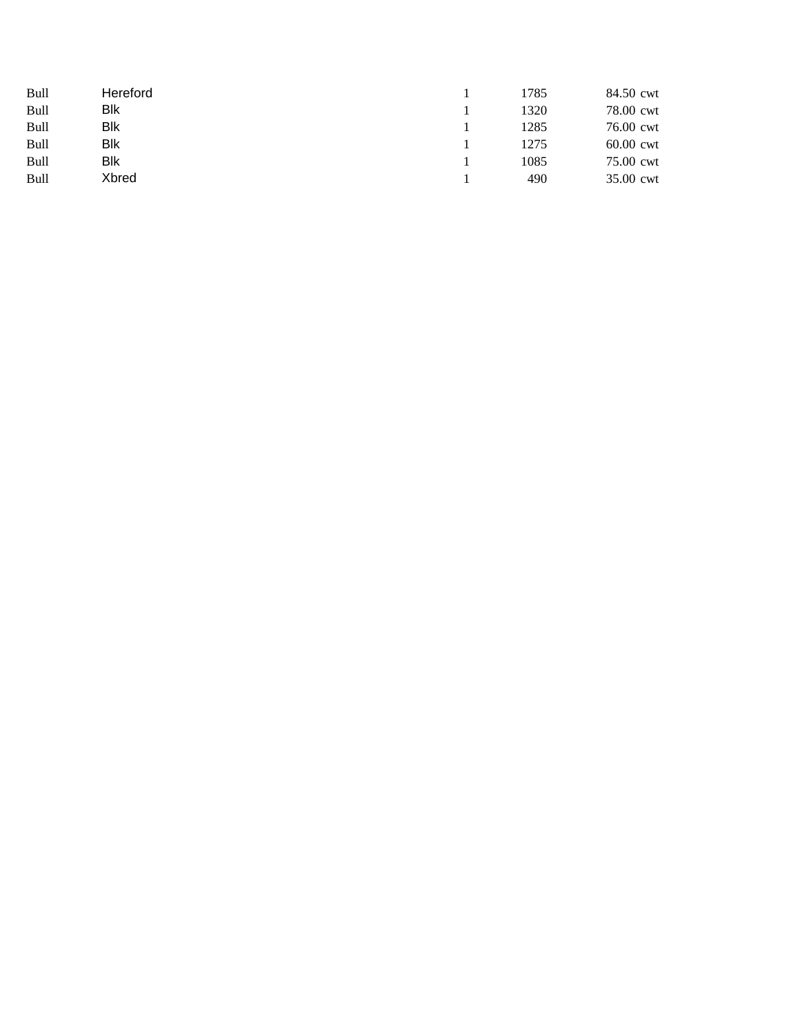| | | | | | |
|---|---|---|---|---|---|
| Bull | Hereford | 1 | 1785 | 84.50 | cwt |
| Bull | Blk | 1 | 1320 | 78.00 | cwt |
| Bull | Blk | 1 | 1285 | 76.00 | cwt |
| Bull | Blk | 1 | 1275 | 60.00 | cwt |
| Bull | Blk | 1 | 1085 | 75.00 | cwt |
| Bull | Xbred | 1 | 490 | 35.00 | cwt |